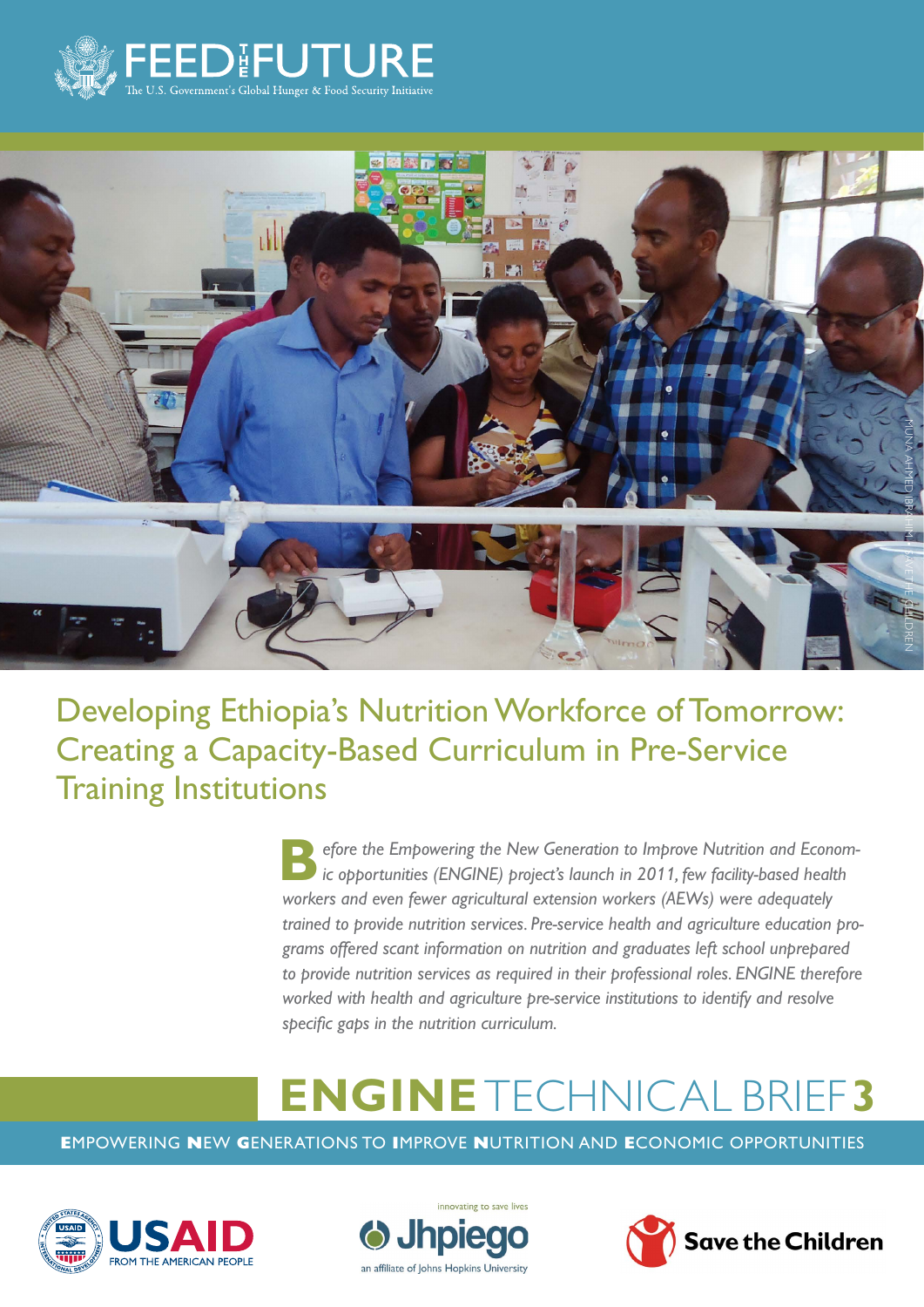FEED THE FUTURE

The U.S. Government's Global Hunger & Food Security Initiative

MUNA AHMED IBRAHIM / SAVE THE CHILDREN

# Developing Ethiopia's Nutrition Workforce of Tomorrow: Creating a Capacity-Based Curriculum in Pre-Service Training Institutions

*Before the Empowering the New Generation to Improve Nutrition and Economic opportunities (ENGINE) project's launch in 2011, few facility-based health workers and even fewer agricultural extension workers (AEWs) were adequately trained to provide nutrition services. Pre-service health and agriculture education programs offered scant information on nutrition and graduates left school unprepared to provide nutrition services as required in their professional roles. ENGINE therefore worked with health and agriculture pre-service institutions to identify and resolve specific gaps in the nutrition curriculum.*

## ENGINE TECHNICAL BRIEF 3

**E**MPOWERING **N**EW **G**ENERATIONS TO **I**MPROVE **N**UTRITION AND **E**CONOMIC OPPORTUNITIES

USAID FROM THE AMERICAN PEOPLE

innovating to save lives Jhpiego an affiliate of Johns Hopkins University

Save the Children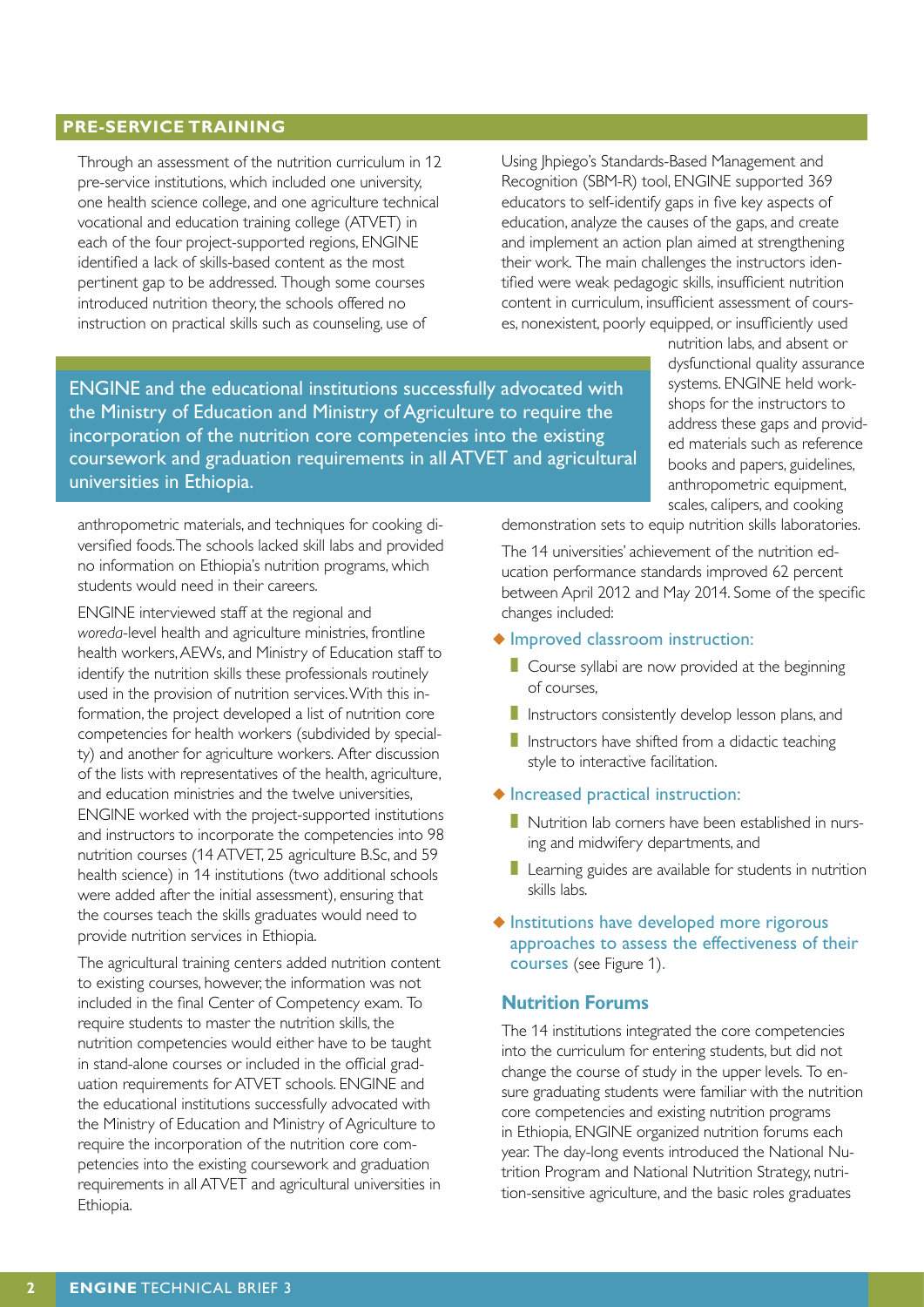## PRE-SERVICE TRAINING

Through an assessment of the nutrition curriculum in 12 pre-service institutions, which included one university, one health science college, and one agriculture technical vocational and education training college (ATVET) in each of the four project-supported regions, ENGINE identified a lack of skills-based content as the most pertinent gap to be addressed. Though some courses introduced nutrition theory, the schools offered no instruction on practical skills such as counseling, use of anthropometric materials, and techniques for cooking diversified foods. The schools lacked skill labs and provided no information on Ethiopia's nutrition programs, which students would need in their careers.

> ENGINE and the educational institutions successfully advocated with the Ministry of Education and Ministry of Agriculture to require the incorporation of the nutrition core competencies into the existing coursework and graduation requirements in all ATVET and agricultural universities in Ethiopia.

ENGINE interviewed staff at the regional and *woreda*-level health and agriculture ministries, frontline health workers, AEWs, and Ministry of Education staff to identify the nutrition skills these professionals routinely used in the provision of nutrition services. With this information, the project developed a list of nutrition core competencies for health workers (subdivided by specialty) and another for agriculture workers. After discussion of the lists with representatives of the health, agriculture, and education ministries and the twelve universities, ENGINE worked with the project-supported institutions and instructors to incorporate the competencies into 98 nutrition courses (14 ATVET, 25 agriculture B.Sc, and 59 health science) in 14 institutions (two additional schools were added after the initial assessment), ensuring that the courses teach the skills graduates would need to provide nutrition services in Ethiopia.

The agricultural training centers added nutrition content to existing courses, however, the information was not included in the final Center of Competency exam. To require students to master the nutrition skills, the nutrition competencies would either have to be taught in stand-alone courses or included in the official graduation requirements for ATVET schools. ENGINE and the educational institutions successfully advocated with the Ministry of Education and Ministry of Agriculture to require the incorporation of the nutrition core competencies into the existing coursework and graduation requirements in all ATVET and agricultural universities in Ethiopia.

Using Jhpiego's Standards-Based Management and Recognition (SBM-R) tool, ENGINE supported 369 educators to self-identify gaps in five key aspects of education, analyze the causes of the gaps, and create and implement an action plan aimed at strengthening their work. The main challenges the instructors identified were weak pedagogic skills, insufficient nutrition content in curriculum, insufficient assessment of courses, nonexistent, poorly equipped, or insufficiently used nutrition labs, and absent or dysfunctional quality assurance systems. ENGINE held workshops for the instructors to address these gaps and provided materials such as reference books and papers, guidelines, anthropometric equipment, scales, calipers, and cooking demonstration sets to equip nutrition skills laboratories.

The 14 universities' achievement of the nutrition education performance standards improved 62 percent between April 2012 and May 2014. Some of the specific changes included:

- **Improved classroom instruction:**
  - Course syllabi are now provided at the beginning of courses,
  - Instructors consistently develop lesson plans, and
  - Instructors have shifted from a didactic teaching style to interactive facilitation.
- **Increased practical instruction:**
  - Nutrition lab corners have been established in nursing and midwifery departments, and
  - Learning guides are available for students in nutrition skills labs.
- **Institutions have developed more rigorous approaches to assess the effectiveness of their courses** (see Figure 1).

### Nutrition Forums

The 14 institutions integrated the core competencies into the curriculum for entering students, but did not change the course of study in the upper levels. To ensure graduating students were familiar with the nutrition core competencies and existing nutrition programs in Ethiopia, ENGINE organized nutrition forums each year. The day-long events introduced the National Nutrition Program and National Nutrition Strategy, nutrition-sensitive agriculture, and the basic roles graduates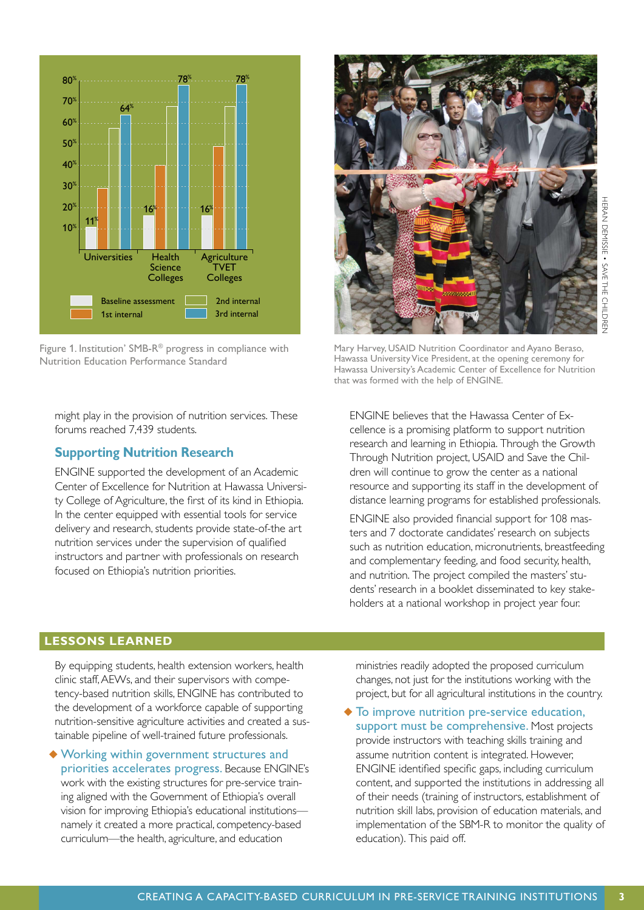Figure 1. Institution' SMB-R® progress in compliance with Nutrition Education Performance Standard

Mary Harvey, USAID Nutrition Coordinator and Ayano Beraso, Hawassa University Vice President, at the opening ceremony for Hawassa University's Academic Center of Excellence for Nutrition that was formed with the help of ENGINE.

might play in the provision of nutrition services. These forums reached 7,439 students.

## Supporting Nutrition Research

ENGINE supported the development of an Academic Center of Excellence for Nutrition at Hawassa University College of Agriculture, the first of its kind in Ethiopia. In the center equipped with essential tools for service delivery and research, students provide state-of-the art nutrition services under the supervision of qualified instructors and partner with professionals on research focused on Ethiopia's nutrition priorities.

ENGINE believes that the Hawassa Center of Excellence is a promising platform to support nutrition research and learning in Ethiopia. Through the Growth Through Nutrition project, USAID and Save the Children will continue to grow the center as a national resource and supporting its staff in the development of distance learning programs for established professionals.

ENGINE also provided financial support for 108 masters and 7 doctorate candidates' research on subjects such as nutrition education, micronutrients, breastfeeding and complementary feeding, and food security, health, and nutrition. The project compiled the masters' students' research in a booklet disseminated to key stakeholders at a national workshop in project year four.

## LESSONS LEARNED

By equipping students, health extension workers, health clinic staff, AEWs, and their supervisors with competency-based nutrition skills, ENGINE has contributed to the development of a workforce capable of supporting nutrition-sensitive agriculture activities and created a sustainable pipeline of well-trained future professionals.

- **Working within government structures and priorities accelerates progress.** Because ENGINE's work with the existing structures for pre-service training aligned with the Government of Ethiopia's overall vision for improving Ethiopia's educational institutions—namely it created a more practical, competency-based curriculum—the health, agriculture, and education ministries readily adopted the proposed curriculum changes, not just for the institutions working with the project, but for all agricultural institutions in the country.
- **To improve nutrition pre-service education, support must be comprehensive.** Most projects provide instructors with teaching skills training and assume nutrition content is integrated. However, ENGINE identified specific gaps, including curriculum content, and supported the institutions in addressing all of their needs (training of instructors, establishment of nutrition skill labs, provision of education materials, and implementation of the SBM-R to monitor the quality of education). This paid off.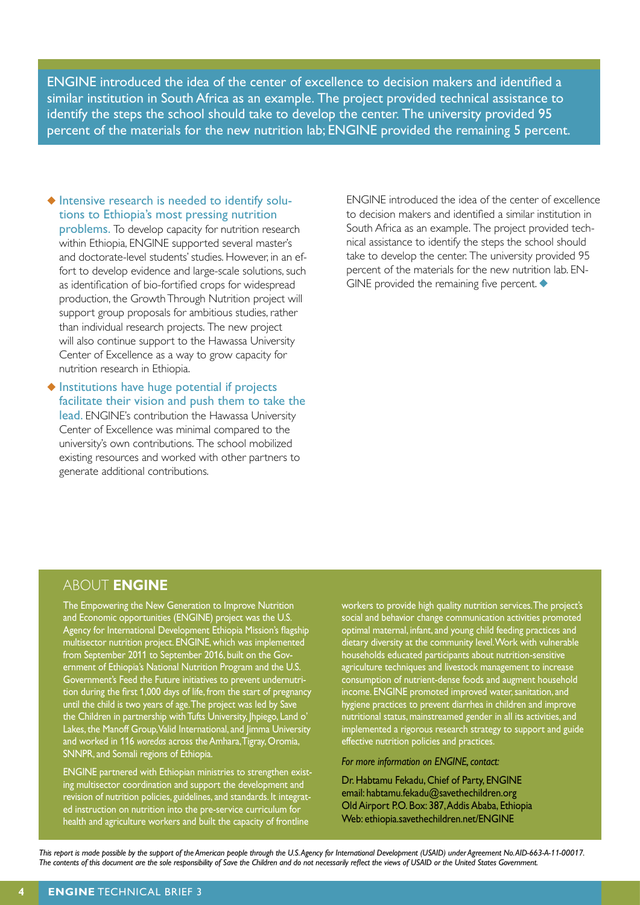ENGINE introduced the idea of the center of excellence to decision makers and identified a similar institution in South Africa as an example. The project provided technical assistance to identify the steps the school should take to develop the center. The university provided 95 percent of the materials for the new nutrition lab; ENGINE provided the remaining 5 percent.

- **Intensive research is needed to identify solutions to Ethiopia's most pressing nutrition problems.** To develop capacity for nutrition research within Ethiopia, ENGINE supported several master's and doctorate-level students' studies. However, in an effort to develop evidence and large-scale solutions, such as identification of bio-fortified crops for widespread production, the Growth Through Nutrition project will support group proposals for ambitious studies, rather than individual research projects. The new project will also continue support to the Hawassa University Center of Excellence as a way to grow capacity for nutrition research in Ethiopia.
- **Institutions have huge potential if projects facilitate their vision and push them to take the lead.** ENGINE's contribution the Hawassa University Center of Excellence was minimal compared to the university's own contributions. The school mobilized existing resources and worked with other partners to generate additional contributions.

ENGINE introduced the idea of the center of excellence to decision makers and identified a similar institution in South Africa as an example. The project provided technical assistance to identify the steps the school should take to develop the center. The university provided 95 percent of the materials for the new nutrition lab. ENGINE provided the remaining five percent. ◆

## ABOUT **ENGINE**

The Empowering the New Generation to Improve Nutrition and Economic opportunities (ENGINE) project was the U.S. Agency for International Development Ethiopia Mission's flagship multisector nutrition project. ENGINE, which was implemented from September 2011 to September 2016, built on the Government of Ethiopia's National Nutrition Program and the U.S. Government's Feed the Future initiatives to prevent undernutrition during the first 1,000 days of life, from the start of pregnancy until the child is two years of age. The project was led by Save the Children in partnership with Tufts University, Jhpiego, Land o' Lakes, the Manoff Group, Valid International, and Jimma University and worked in 116 *woredas* across the Amhara, Tigray, Oromia, SNNPR, and Somali regions of Ethiopia.

ENGINE partnered with Ethiopian ministries to strengthen existing multisector coordination and support the development and revision of nutrition policies, guidelines, and standards. It integrated instruction on nutrition into the pre-service curriculum for health and agriculture workers and built the capacity of frontline workers to provide high quality nutrition services. The project's social and behavior change communication activities promoted optimal maternal, infant, and young child feeding practices and dietary diversity at the community level. Work with vulnerable households educated participants about nutrition-sensitive agriculture techniques and livestock management to increase consumption of nutrient-dense foods and augment household income. ENGINE promoted improved water, sanitation, and hygiene practices to prevent diarrhea in children and improve nutritional status, mainstreamed gender in all its activities, and implemented a rigorous research strategy to support and guide effective nutrition policies and practices.

*For more information on ENGINE, contact:*

Dr. Habtamu Fekadu, Chief of Party, ENGINE
email: habtamu.fekadu@savethechildren.org
Old Airport P.O. Box: 387, Addis Ababa, Ethiopia
Web: ethiopia.savethechildren.net/ENGINE

*This report is made possible by the support of the American people through the U.S. Agency for International Development (USAID) under Agreement No. AID-663-A-11-00017. The contents of this document are the sole responsibility of Save the Children and do not necessarily reflect the views of USAID or the United States Government.*